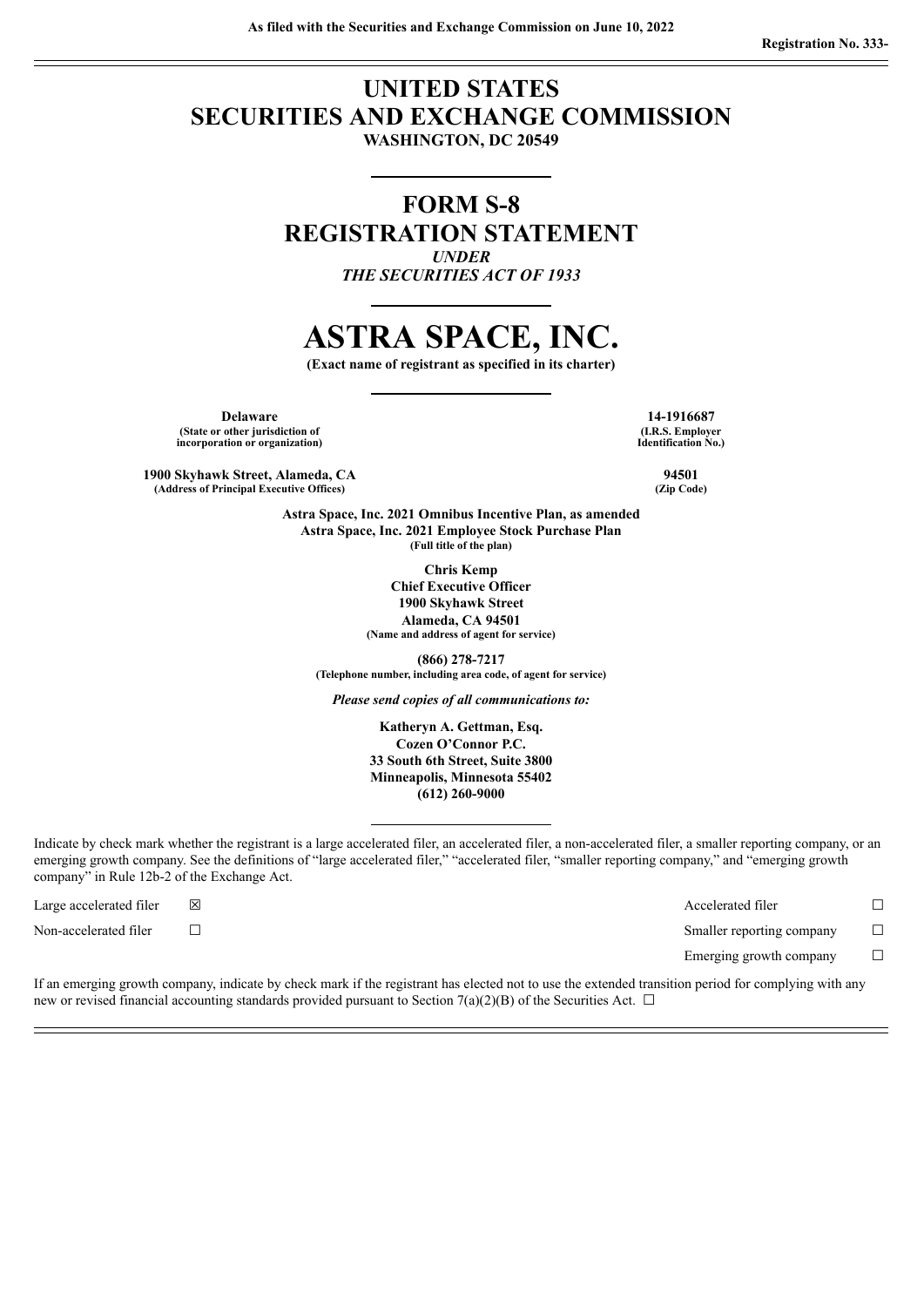As filed with the Securities and Exchange Commission on June 10, 2022

Registration No. 333-

# UNITED STATES
# SECURITIES AND EXCHANGE COMMISSION
**WASHINGTON, DC 20549**

---

# FORM S-8
# REGISTRATION STATEMENT
*UNDER*
*THE SECURITIES ACT OF 1933*

---

# ASTRA SPACE, INC.
**(Exact name of registrant as specified in its charter)**

---

| | |
|---|---|
| **Delaware** | **14-1916687** |
| **(State or other jurisdiction of incorporation or organization)** | **(I.R.S. Employer Identification No.)** |
| **1900 Skyhawk Street, Alameda, CA** | **94501** |
| **(Address of Principal Executive Offices)** | **(Zip Code)** |

**Astra Space, Inc. 2021 Omnibus Incentive Plan, as amended**
**Astra Space, Inc. 2021 Employee Stock Purchase Plan**
**(Full title of the plan)**

**Chris Kemp**
**Chief Executive Officer**
**1900 Skyhawk Street**
**Alameda, CA 94501**
**(Name and address of agent for service)**

**(866) 278-7217**
**(Telephone number, including area code, of agent for service)**

***Please send copies of all communications to:***

**Katheryn A. Gettman, Esq.**
**Cozen O'Connor P.C.**
**33 South 6th Street, Suite 3800**
**Minneapolis, Minnesota 55402**
**(612) 260-9000**

---

Indicate by check mark whether the registrant is a large accelerated filer, an accelerated filer, a non-accelerated filer, a smaller reporting company, or an emerging growth company. See the definitions of "large accelerated filer," "accelerated filer, "smaller reporting company," and "emerging growth company" in Rule 12b-2 of the Exchange Act.

| | | | |
|---|---|---|---|
| Large accelerated filer | ☒ | Accelerated filer | ☐ |
| Non-accelerated filer | ☐ | Smaller reporting company | ☐ |
| | | Emerging growth company | ☐ |

If an emerging growth company, indicate by check mark if the registrant has elected not to use the extended transition period for complying with any new or revised financial accounting standards provided pursuant to Section 7(a)(2)(B) of the Securities Act. ☐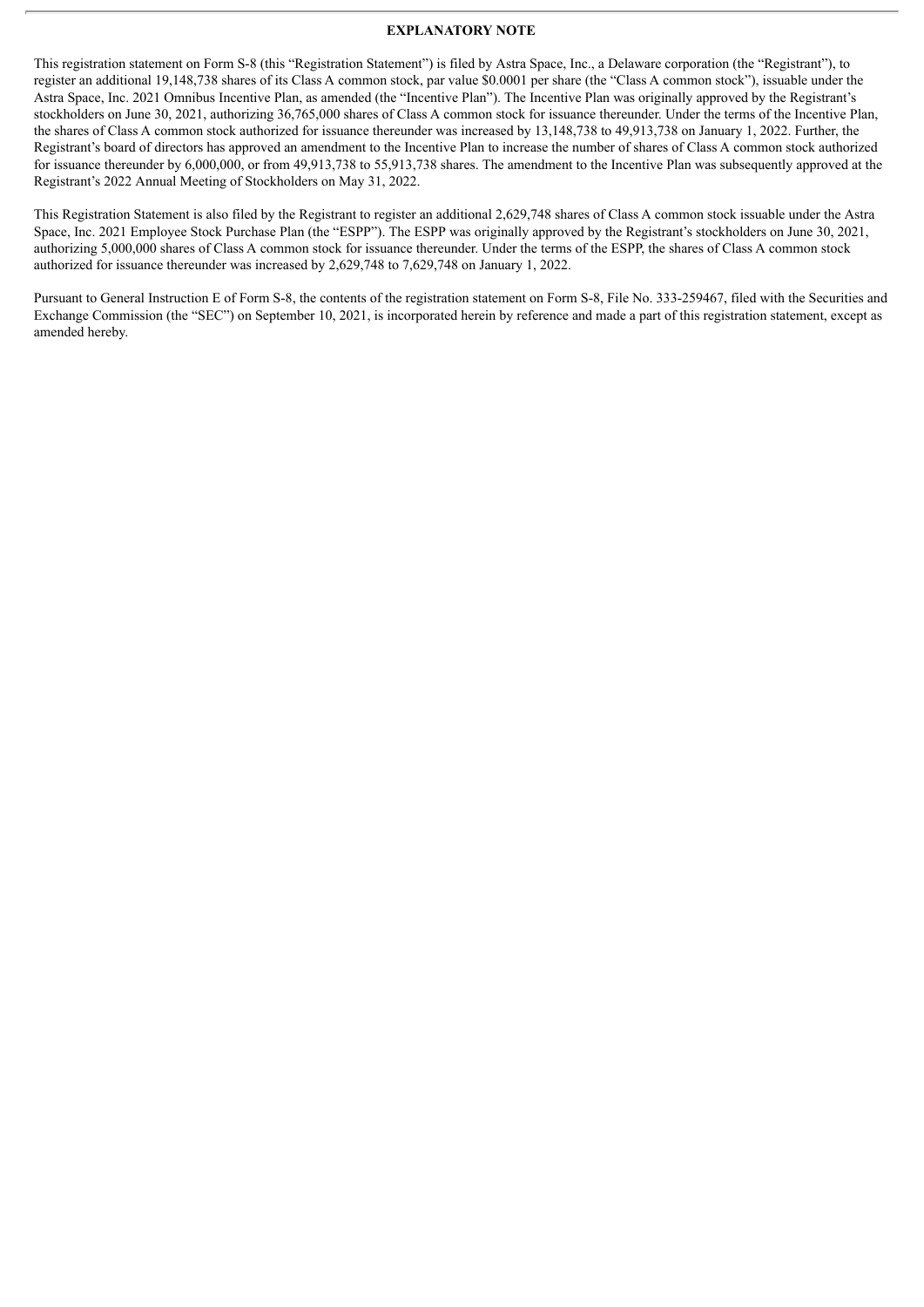## EXPLANATORY NOTE

This registration statement on Form S-8 (this "Registration Statement") is filed by Astra Space, Inc., a Delaware corporation (the "Registrant"), to register an additional 19,148,738 shares of its Class A common stock, par value $0.0001 per share (the "Class A common stock"), issuable under the Astra Space, Inc. 2021 Omnibus Incentive Plan, as amended (the "Incentive Plan"). The Incentive Plan was originally approved by the Registrant's stockholders on June 30, 2021, authorizing 36,765,000 shares of Class A common stock for issuance thereunder. Under the terms of the Incentive Plan, the shares of Class A common stock authorized for issuance thereunder was increased by 13,148,738 to 49,913,738 on January 1, 2022. Further, the Registrant's board of directors has approved an amendment to the Incentive Plan to increase the number of shares of Class A common stock authorized for issuance thereunder by 6,000,000, or from 49,913,738 to 55,913,738 shares. The amendment to the Incentive Plan was subsequently approved at the Registrant's 2022 Annual Meeting of Stockholders on May 31, 2022.

This Registration Statement is also filed by the Registrant to register an additional 2,629,748 shares of Class A common stock issuable under the Astra Space, Inc. 2021 Employee Stock Purchase Plan (the "ESPP"). The ESPP was originally approved by the Registrant's stockholders on June 30, 2021, authorizing 5,000,000 shares of Class A common stock for issuance thereunder. Under the terms of the ESPP, the shares of Class A common stock authorized for issuance thereunder was increased by 2,629,748 to 7,629,748 on January 1, 2022.

Pursuant to General Instruction E of Form S-8, the contents of the registration statement on Form S-8, File No. 333-259467, filed with the Securities and Exchange Commission (the "SEC") on September 10, 2021, is incorporated herein by reference and made a part of this registration statement, except as amended hereby.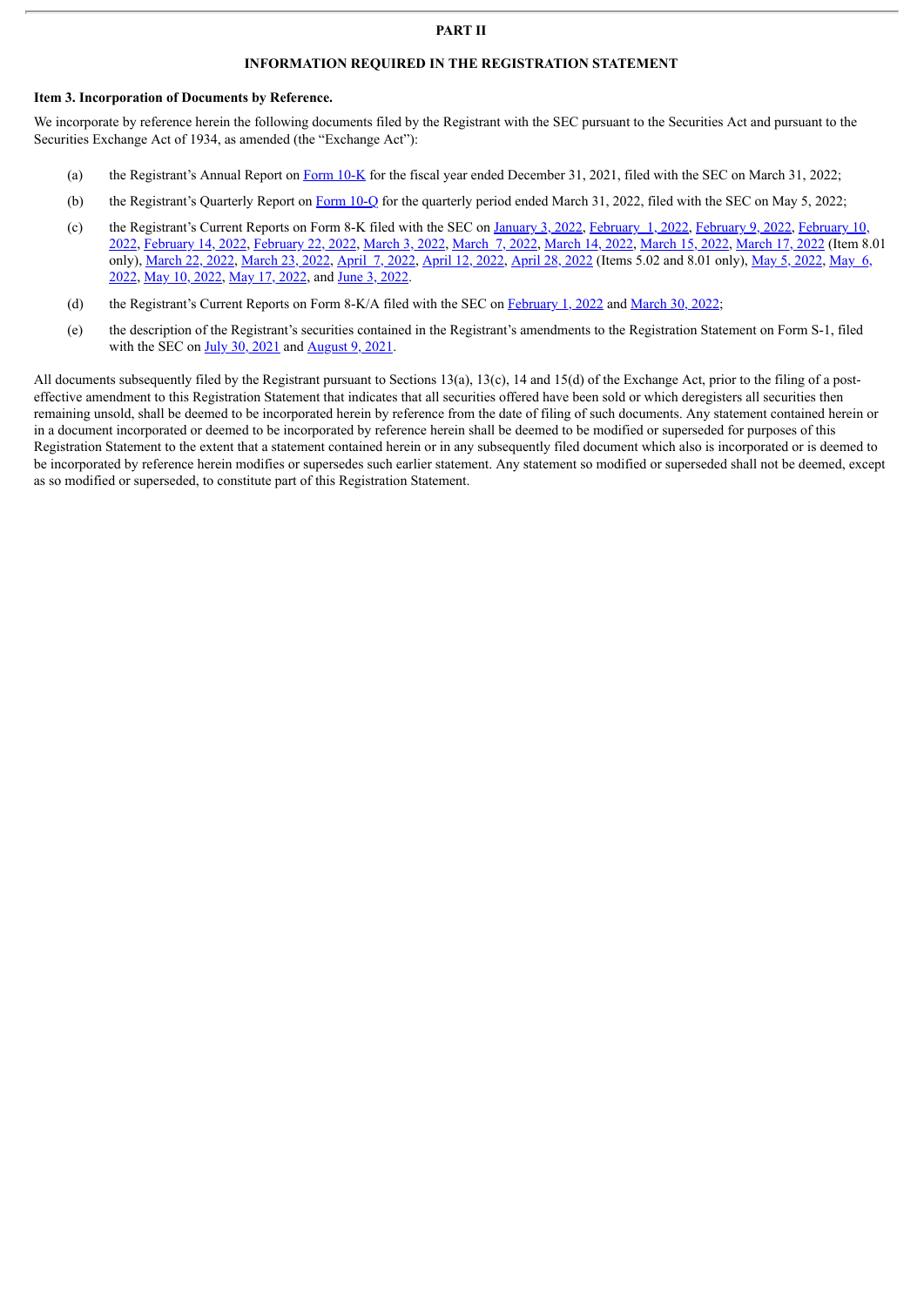# PART II

## INFORMATION REQUIRED IN THE REGISTRATION STATEMENT

**Item 3. Incorporation of Documents by Reference.**

We incorporate by reference herein the following documents filed by the Registrant with the SEC pursuant to the Securities Act and pursuant to the Securities Exchange Act of 1934, as amended (the "Exchange Act"):

(a) the Registrant's Annual Report on Form 10-K for the fiscal year ended December 31, 2021, filed with the SEC on March 31, 2022;

(b) the Registrant's Quarterly Report on Form 10-Q for the quarterly period ended March 31, 2022, filed with the SEC on May 5, 2022;

(c) the Registrant's Current Reports on Form 8-K filed with the SEC on January 3, 2022, February 1, 2022, February 9, 2022, February 10, 2022, February 14, 2022, February 22, 2022, March 3, 2022, March 7, 2022, March 14, 2022, March 15, 2022, March 17, 2022 (Item 8.01 only), March 22, 2022, March 23, 2022, April 7, 2022, April 12, 2022, April 28, 2022 (Items 5.02 and 8.01 only), May 5, 2022, May 6, 2022, May 10, 2022, May 17, 2022, and June 3, 2022.

(d) the Registrant's Current Reports on Form 8-K/A filed with the SEC on February 1, 2022 and March 30, 2022;

(e) the description of the Registrant's securities contained in the Registrant's amendments to the Registration Statement on Form S-1, filed with the SEC on July 30, 2021 and August 9, 2021.

All documents subsequently filed by the Registrant pursuant to Sections 13(a), 13(c), 14 and 15(d) of the Exchange Act, prior to the filing of a post-effective amendment to this Registration Statement that indicates that all securities offered have been sold or which deregisters all securities then remaining unsold, shall be deemed to be incorporated herein by reference from the date of filing of such documents. Any statement contained herein or in a document incorporated or deemed to be incorporated by reference herein shall be deemed to be modified or superseded for purposes of this Registration Statement to the extent that a statement contained herein or in any subsequently filed document which also is incorporated or is deemed to be incorporated by reference herein modifies or supersedes such earlier statement. Any statement so modified or superseded shall not be deemed, except as so modified or superseded, to constitute part of this Registration Statement.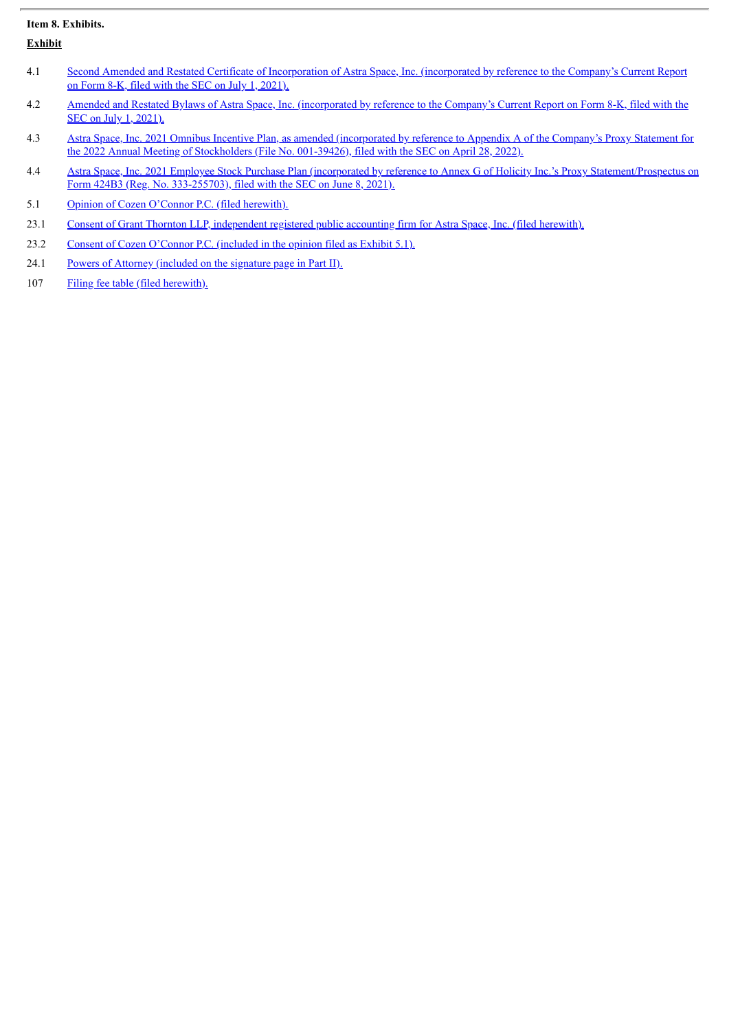**Item 8. Exhibits.**

| **Exhibit** | |
|---|---|
| 4.1 | Second Amended and Restated Certificate of Incorporation of Astra Space, Inc. (incorporated by reference to the Company's Current Report on Form 8-K, filed with the SEC on July 1, 2021). |
| 4.2 | Amended and Restated Bylaws of Astra Space, Inc. (incorporated by reference to the Company's Current Report on Form 8-K, filed with the SEC on July 1, 2021). |
| 4.3 | Astra Space, Inc. 2021 Omnibus Incentive Plan, as amended (incorporated by reference to Appendix A of the Company's Proxy Statement for the 2022 Annual Meeting of Stockholders (File No. 001-39426), filed with the SEC on April 28, 2022). |
| 4.4 | Astra Space, Inc. 2021 Employee Stock Purchase Plan (incorporated by reference to Annex G of Holicity Inc.'s Proxy Statement/Prospectus on Form 424B3 (Reg. No. 333-255703), filed with the SEC on June 8, 2021). |
| 5.1 | Opinion of Cozen O'Connor P.C. (filed herewith). |
| 23.1 | Consent of Grant Thornton LLP, independent registered public accounting firm for Astra Space, Inc. (filed herewith). |
| 23.2 | Consent of Cozen O'Connor P.C. (included in the opinion filed as Exhibit 5.1). |
| 24.1 | Powers of Attorney (included on the signature page in Part II). |
| 107 | Filing fee table (filed herewith). |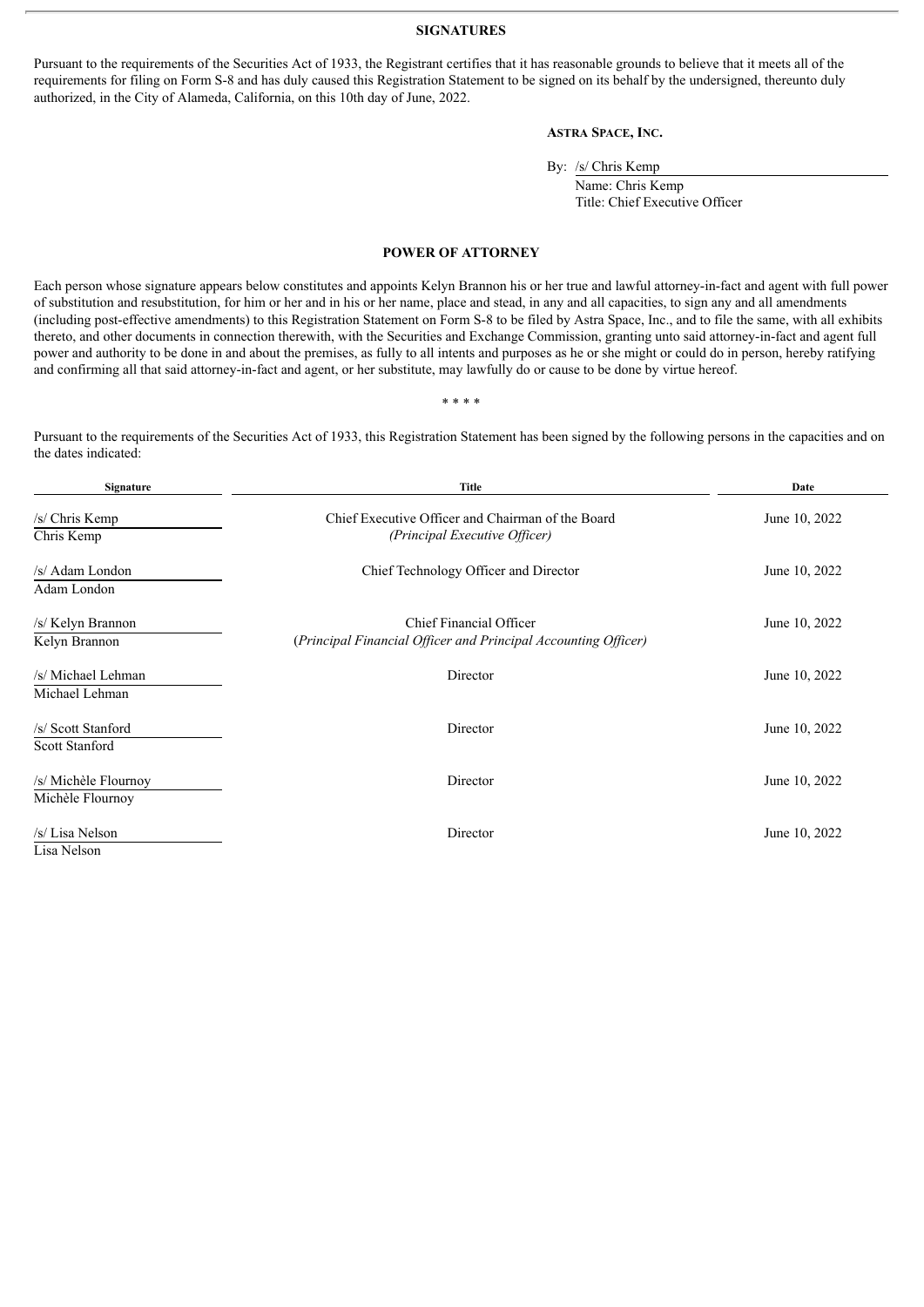## SIGNATURES

Pursuant to the requirements of the Securities Act of 1933, the Registrant certifies that it has reasonable grounds to believe that it meets all of the requirements for filing on Form S-8 and has duly caused this Registration Statement to be signed on its behalf by the undersigned, thereunto duly authorized, in the City of Alameda, California, on this 10th day of June, 2022.

**ASTRA SPACE, INC.**

By: /s/ Chris Kemp
Name: Chris Kemp
Title: Chief Executive Officer

## POWER OF ATTORNEY

Each person whose signature appears below constitutes and appoints Kelyn Brannon his or her true and lawful attorney-in-fact and agent with full power of substitution and resubstitution, for him or her and in his or her name, place and stead, in any and all capacities, to sign any and all amendments (including post-effective amendments) to this Registration Statement on Form S-8 to be filed by Astra Space, Inc., and to file the same, with all exhibits thereto, and other documents in connection therewith, with the Securities and Exchange Commission, granting unto said attorney-in-fact and agent full power and authority to be done in and about the premises, as fully to all intents and purposes as he or she might or could do in person, hereby ratifying and confirming all that said attorney-in-fact and agent, or her substitute, may lawfully do or cause to be done by virtue hereof.

\* \* \* \*

Pursuant to the requirements of the Securities Act of 1933, this Registration Statement has been signed by the following persons in the capacities and on the dates indicated:

| Signature | Title | Date |
|---|---|---|
| /s/ Chris Kemp<br>Chris Kemp | Chief Executive Officer and Chairman of the Board<br>*(Principal Executive Officer)* | June 10, 2022 |
| /s/ Adam London<br>Adam London | Chief Technology Officer and Director | June 10, 2022 |
| /s/ Kelyn Brannon<br>Kelyn Brannon | Chief Financial Officer<br>(*Principal Financial Officer and Principal Accounting Officer)* | June 10, 2022 |
| /s/ Michael Lehman<br>Michael Lehman | Director | June 10, 2022 |
| /s/ Scott Stanford<br>Scott Stanford | Director | June 10, 2022 |
| /s/ Michèle Flournoy<br>Michèle Flournoy | Director | June 10, 2022 |
| /s/ Lisa Nelson<br>Lisa Nelson | Director | June 10, 2022 |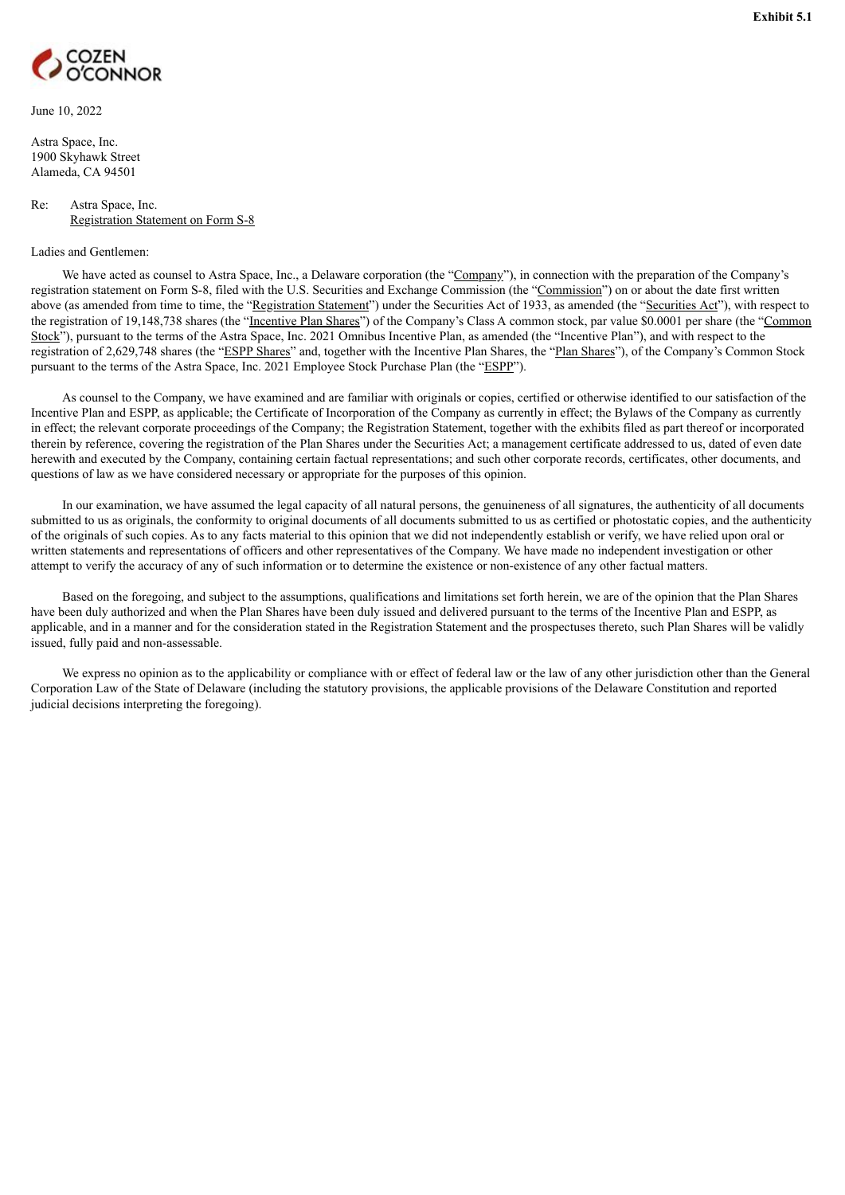**Exhibit 5.1**

COZEN O'CONNOR

June 10, 2022

Astra Space, Inc.
1900 Skyhawk Street
Alameda, CA 94501

Re: Astra Space, Inc.
Registration Statement on Form S-8

Ladies and Gentlemen:

We have acted as counsel to Astra Space, Inc., a Delaware corporation (the "Company"), in connection with the preparation of the Company's registration statement on Form S-8, filed with the U.S. Securities and Exchange Commission (the "Commission") on or about the date first written above (as amended from time to time, the "Registration Statement") under the Securities Act of 1933, as amended (the "Securities Act"), with respect to the registration of 19,148,738 shares (the "Incentive Plan Shares") of the Company's Class A common stock, par value $0.0001 per share (the "Common Stock"), pursuant to the terms of the Astra Space, Inc. 2021 Omnibus Incentive Plan, as amended (the "Incentive Plan"), and with respect to the registration of 2,629,748 shares (the "ESPP Shares" and, together with the Incentive Plan Shares, the "Plan Shares"), of the Company's Common Stock pursuant to the terms of the Astra Space, Inc. 2021 Employee Stock Purchase Plan (the "ESPP").

As counsel to the Company, we have examined and are familiar with originals or copies, certified or otherwise identified to our satisfaction of the Incentive Plan and ESPP, as applicable; the Certificate of Incorporation of the Company as currently in effect; the Bylaws of the Company as currently in effect; the relevant corporate proceedings of the Company; the Registration Statement, together with the exhibits filed as part thereof or incorporated therein by reference, covering the registration of the Plan Shares under the Securities Act; a management certificate addressed to us, dated of even date herewith and executed by the Company, containing certain factual representations; and such other corporate records, certificates, other documents, and questions of law as we have considered necessary or appropriate for the purposes of this opinion.

In our examination, we have assumed the legal capacity of all natural persons, the genuineness of all signatures, the authenticity of all documents submitted to us as originals, the conformity to original documents of all documents submitted to us as certified or photostatic copies, and the authenticity of the originals of such copies. As to any facts material to this opinion that we did not independently establish or verify, we have relied upon oral or written statements and representations of officers and other representatives of the Company. We have made no independent investigation or other attempt to verify the accuracy of any of such information or to determine the existence or non-existence of any other factual matters.

Based on the foregoing, and subject to the assumptions, qualifications and limitations set forth herein, we are of the opinion that the Plan Shares have been duly authorized and when the Plan Shares have been duly issued and delivered pursuant to the terms of the Incentive Plan and ESPP, as applicable, and in a manner and for the consideration stated in the Registration Statement and the prospectuses thereto, such Plan Shares will be validly issued, fully paid and non-assessable.

We express no opinion as to the applicability or compliance with or effect of federal law or the law of any other jurisdiction other than the General Corporation Law of the State of Delaware (including the statutory provisions, the applicable provisions of the Delaware Constitution and reported judicial decisions interpreting the foregoing).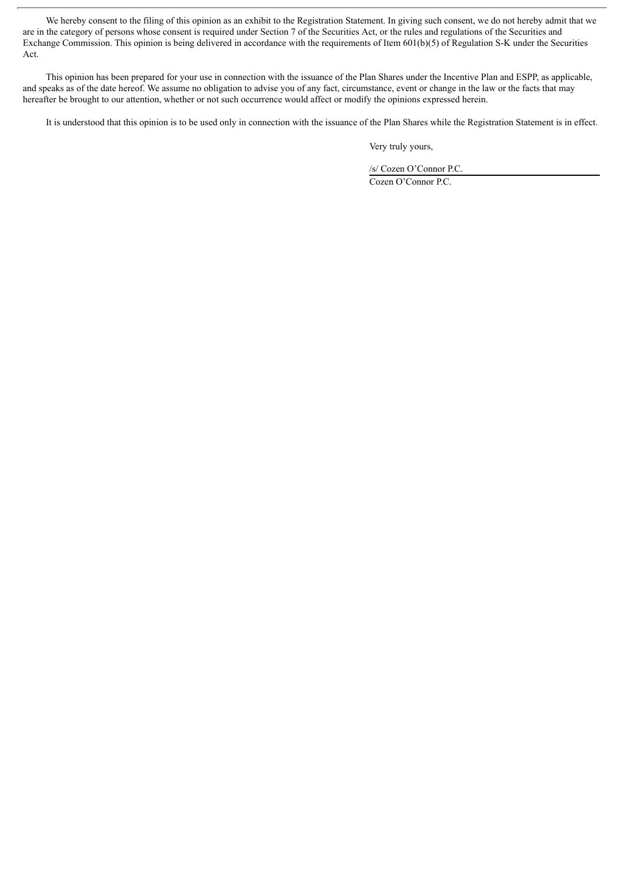We hereby consent to the filing of this opinion as an exhibit to the Registration Statement. In giving such consent, we do not hereby admit that we are in the category of persons whose consent is required under Section 7 of the Securities Act, or the rules and regulations of the Securities and Exchange Commission. This opinion is being delivered in accordance with the requirements of Item 601(b)(5) of Regulation S-K under the Securities Act.

This opinion has been prepared for your use in connection with the issuance of the Plan Shares under the Incentive Plan and ESPP, as applicable, and speaks as of the date hereof. We assume no obligation to advise you of any fact, circumstance, event or change in the law or the facts that may hereafter be brought to our attention, whether or not such occurrence would affect or modify the opinions expressed herein.

It is understood that this opinion is to be used only in connection with the issuance of the Plan Shares while the Registration Statement is in effect.

Very truly yours,

/s/ Cozen O'Connor P.C.

Cozen O'Connor P.C.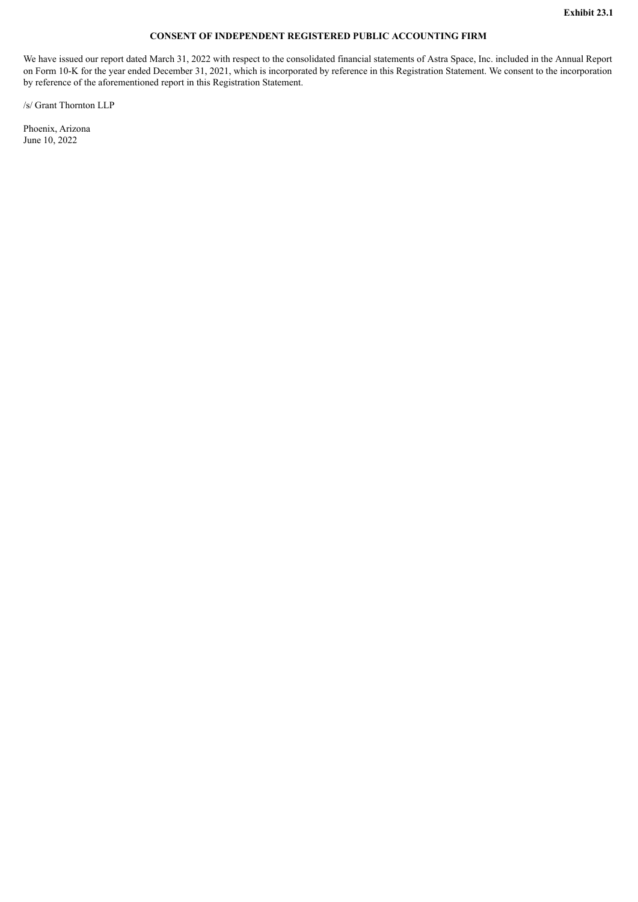**Exhibit 23.1**

**CONSENT OF INDEPENDENT REGISTERED PUBLIC ACCOUNTING FIRM**

We have issued our report dated March 31, 2022 with respect to the consolidated financial statements of Astra Space, Inc. included in the Annual Report on Form 10-K for the year ended December 31, 2021, which is incorporated by reference in this Registration Statement. We consent to the incorporation by reference of the aforementioned report in this Registration Statement.

/s/ Grant Thornton LLP

Phoenix, Arizona
June 10, 2022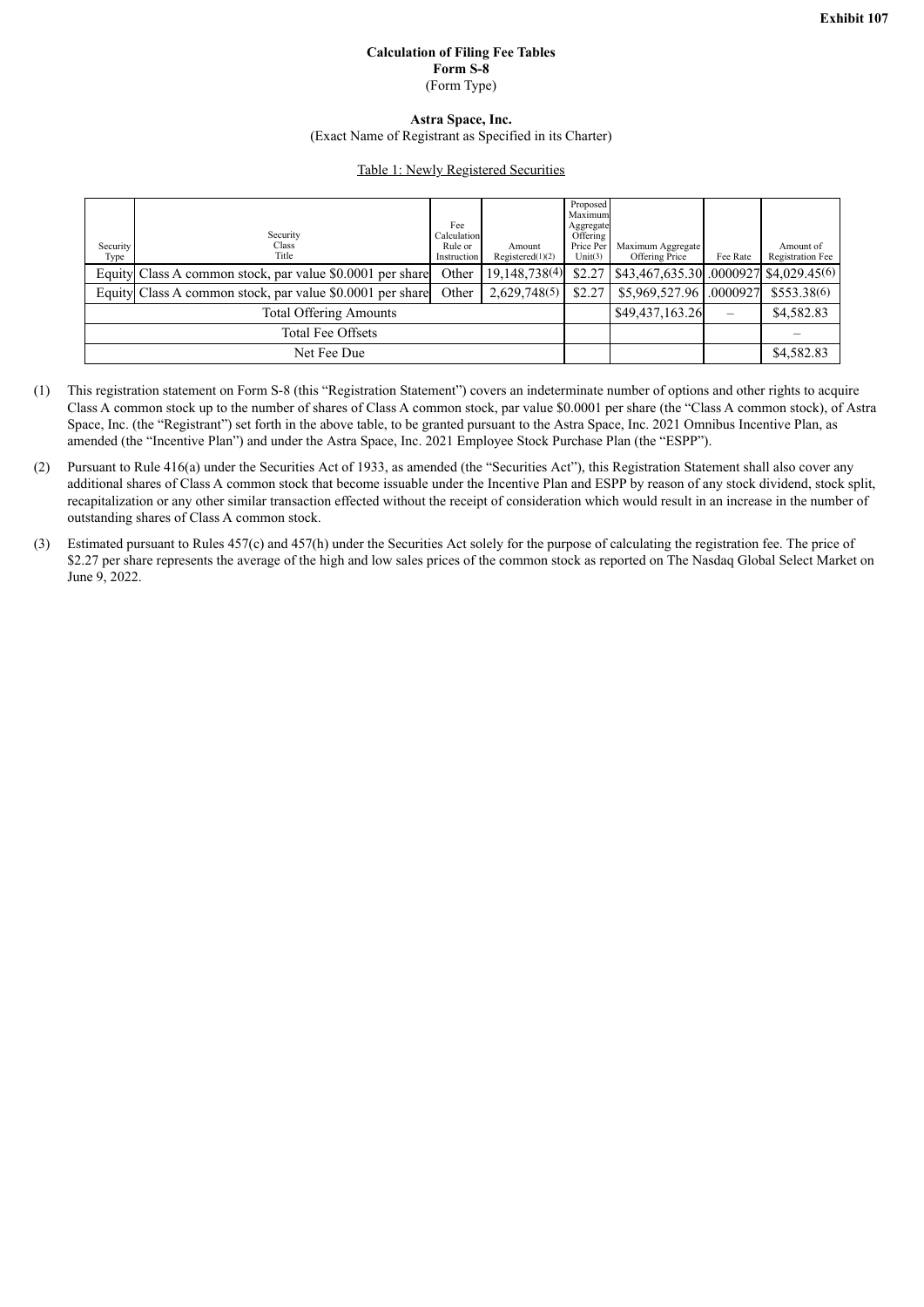**Exhibit 107**

**Calculation of Filing Fee Tables**
**Form S-8**
(Form Type)

**Astra Space, Inc.**
(Exact Name of Registrant as Specified in its Charter)

Table 1: Newly Registered Securities

| Security Type | Security Class Title | Fee Calculation Rule or Instruction | Amount Registered(1)(2) | Proposed Maximum Aggregate Offering Price Per Unit(3) | Maximum Aggregate Offering Price | Fee Rate | Amount of Registration Fee |
|---|---|---|---|---|---|---|---|
| Equity | Class A common stock, par value $0.0001 per share | Other | 19,148,738(4) | $2.27 | $43,467,635.30 | .0000927 | $4,029.45(6) |
| Equity | Class A common stock, par value $0.0001 per share | Other | 2,629,748(5) | $2.27 | $5,969,527.96 | .0000927 | $553.38(6) |
| Total Offering Amounts | | | | | $49,437,163.26 | – | $4,582.83 |
| Total Fee Offsets | | | | | | | – |
| Net Fee Due | | | | | | | $4,582.83 |

(1) This registration statement on Form S-8 (this "Registration Statement") covers an indeterminate number of options and other rights to acquire Class A common stock up to the number of shares of Class A common stock, par value $0.0001 per share (the "Class A common stock), of Astra Space, Inc. (the "Registrant") set forth in the above table, to be granted pursuant to the Astra Space, Inc. 2021 Omnibus Incentive Plan, as amended (the "Incentive Plan") and under the Astra Space, Inc. 2021 Employee Stock Purchase Plan (the "ESPP").

(2) Pursuant to Rule 416(a) under the Securities Act of 1933, as amended (the "Securities Act"), this Registration Statement shall also cover any additional shares of Class A common stock that become issuable under the Incentive Plan and ESPP by reason of any stock dividend, stock split, recapitalization or any other similar transaction effected without the receipt of consideration which would result in an increase in the number of outstanding shares of Class A common stock.

(3) Estimated pursuant to Rules 457(c) and 457(h) under the Securities Act solely for the purpose of calculating the registration fee. The price of $2.27 per share represents the average of the high and low sales prices of the common stock as reported on The Nasdaq Global Select Market on June 9, 2022.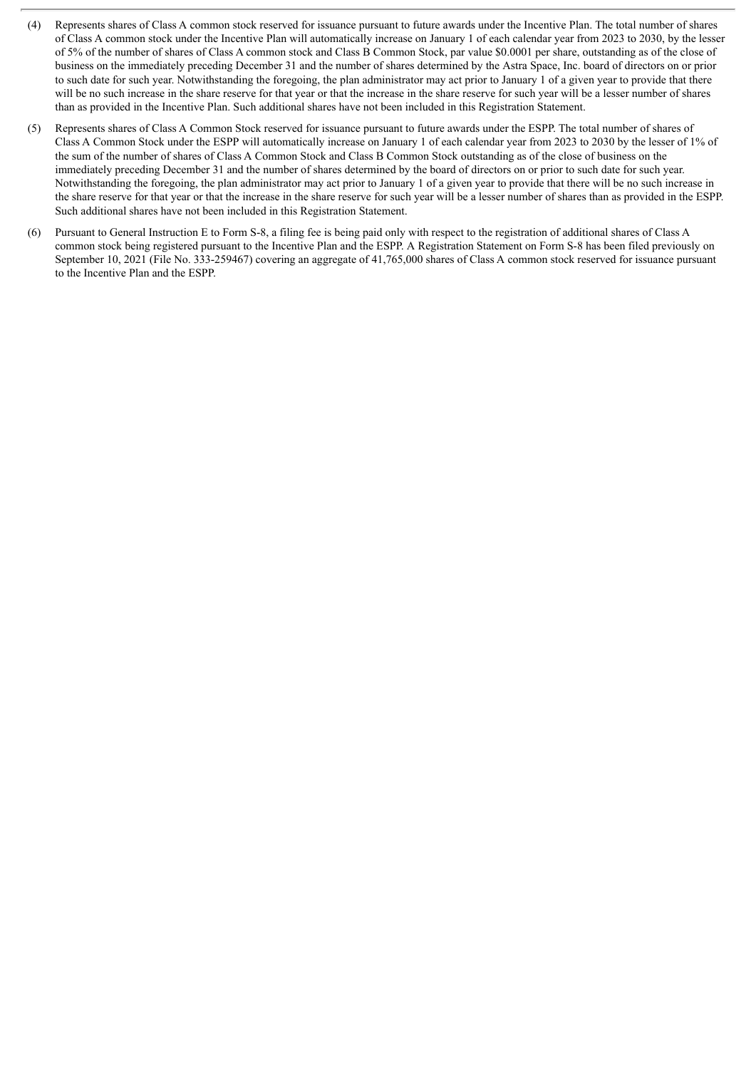(4) Represents shares of Class A common stock reserved for issuance pursuant to future awards under the Incentive Plan. The total number of shares of Class A common stock under the Incentive Plan will automatically increase on January 1 of each calendar year from 2023 to 2030, by the lesser of 5% of the number of shares of Class A common stock and Class B Common Stock, par value $0.0001 per share, outstanding as of the close of business on the immediately preceding December 31 and the number of shares determined by the Astra Space, Inc. board of directors on or prior to such date for such year. Notwithstanding the foregoing, the plan administrator may act prior to January 1 of a given year to provide that there will be no such increase in the share reserve for that year or that the increase in the share reserve for such year will be a lesser number of shares than as provided in the Incentive Plan. Such additional shares have not been included in this Registration Statement.

(5) Represents shares of Class A Common Stock reserved for issuance pursuant to future awards under the ESPP. The total number of shares of Class A Common Stock under the ESPP will automatically increase on January 1 of each calendar year from 2023 to 2030 by the lesser of 1% of the sum of the number of shares of Class A Common Stock and Class B Common Stock outstanding as of the close of business on the immediately preceding December 31 and the number of shares determined by the board of directors on or prior to such date for such year. Notwithstanding the foregoing, the plan administrator may act prior to January 1 of a given year to provide that there will be no such increase in the share reserve for that year or that the increase in the share reserve for such year will be a lesser number of shares than as provided in the ESPP. Such additional shares have not been included in this Registration Statement.

(6) Pursuant to General Instruction E to Form S-8, a filing fee is being paid only with respect to the registration of additional shares of Class A common stock being registered pursuant to the Incentive Plan and the ESPP. A Registration Statement on Form S-8 has been filed previously on September 10, 2021 (File No. 333-259467) covering an aggregate of 41,765,000 shares of Class A common stock reserved for issuance pursuant to the Incentive Plan and the ESPP.